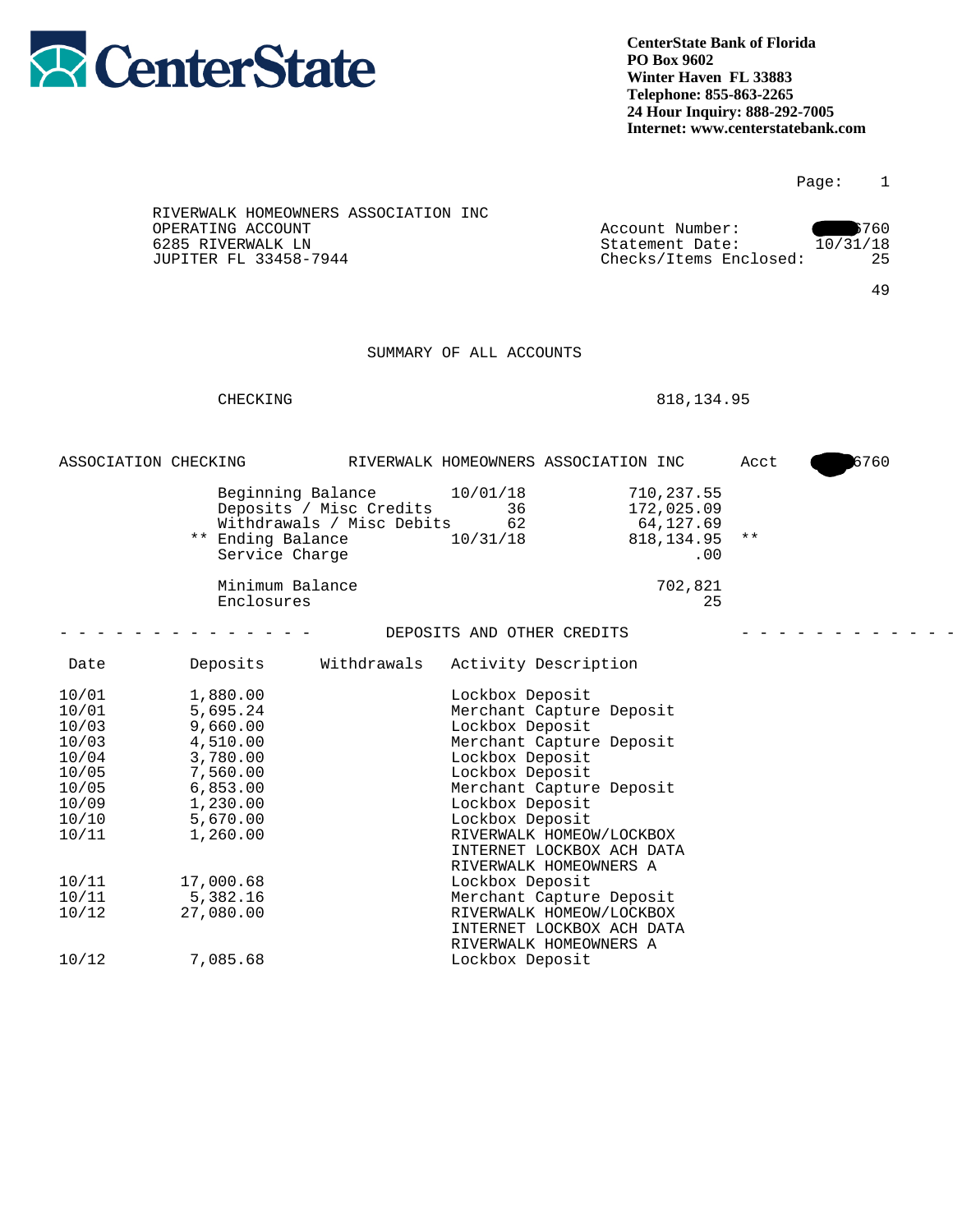CenterState

**CenterState Bank of Florida**
**PO Box 9602**
**Winter Haven FL 33883**
**Telephone: 855-863-2265**
**24 Hour Inquiry: 888-292-7005**
**Internet: www.centerstatebank.com**

RIVERWALK HOMEOWNERS ASSOCIATION INC
OPERATING ACCOUNT
6285 RIVERWALK LN
JUPITER FL 33458-7944

Account Number: 6760
Statement Date: 10/31/18
Checks/Items Enclosed: 25

49

## SUMMARY OF ALL ACCOUNTS

| | |
|---|---|
| CHECKING | 818,134.95 |

ASSOCIATION CHECKING — RIVERWALK HOMEOWNERS ASSOCIATION INC — Acct 6760

| | | | |
|---|---|---|---|
| Beginning Balance | 10/01/18 | 710,237.55 | |
| Deposits / Misc Credits | 36 | 172,025.09 | |
| Withdrawals / Misc Debits | 62 | 64,127.69 | |
| ** Ending Balance | 10/31/18 | 818,134.95 | ** |
| Service Charge | | .00 | |
| Minimum Balance | | 702,821 | |
| Enclosures | | 25 | |

## DEPOSITS AND OTHER CREDITS

| Date | Deposits | Withdrawals | Activity Description |
|---|---|---|---|
| 10/01 | 1,880.00 | | Lockbox Deposit |
| 10/01 | 5,695.24 | | Merchant Capture Deposit |
| 10/03 | 9,660.00 | | Lockbox Deposit |
| 10/03 | 4,510.00 | | Merchant Capture Deposit |
| 10/04 | 3,780.00 | | Lockbox Deposit |
| 10/05 | 7,560.00 | | Lockbox Deposit |
| 10/05 | 6,853.00 | | Merchant Capture Deposit |
| 10/09 | 1,230.00 | | Lockbox Deposit |
| 10/10 | 5,670.00 | | Lockbox Deposit |
| 10/11 | 1,260.00 | | RIVERWALK HOMEOW/LOCKBOX INTERNET LOCKBOX ACH DATA RIVERWALK HOMEOWNERS A |
| 10/11 | 17,000.68 | | Lockbox Deposit |
| 10/11 | 5,382.16 | | Merchant Capture Deposit |
| 10/12 | 27,080.00 | | RIVERWALK HOMEOW/LOCKBOX INTERNET LOCKBOX ACH DATA RIVERWALK HOMEOWNERS A |
| 10/12 | 7,085.68 | | Lockbox Deposit |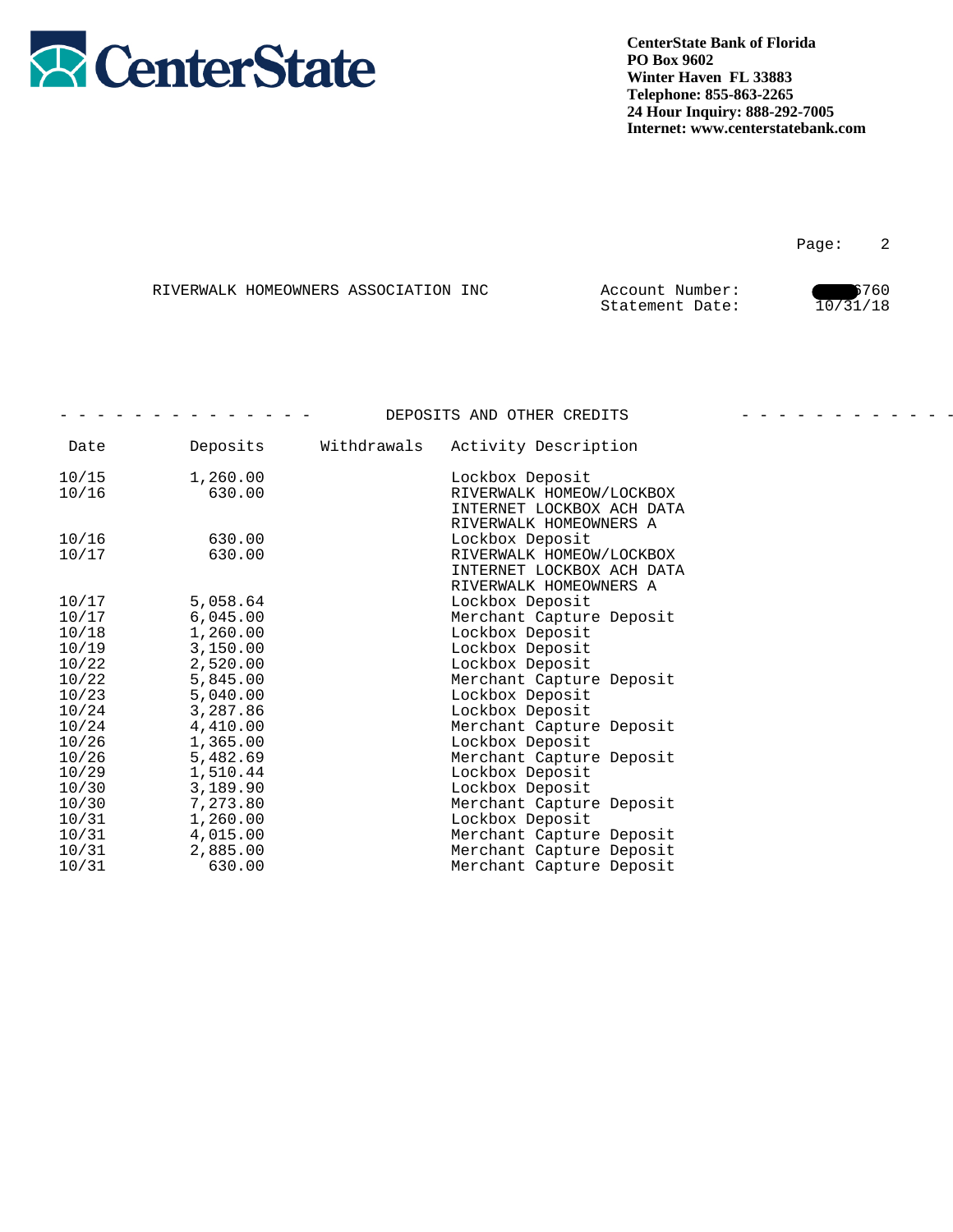**CenterState Bank of Florida**
**PO Box 9602**
**Winter Haven FL 33883**
**Telephone: 855-863-2265**
**24 Hour Inquiry: 888-292-7005**
**Internet: www.centerstatebank.com**

RIVERWALK HOMEOWNERS ASSOCIATION INC

Account Number: 6760
Statement Date: 10/31/18

## DEPOSITS AND OTHER CREDITS

| Date | Deposits | Withdrawals | Activity Description |
|---|---|---|---|
| 10/15 | 1,260.00 | | Lockbox Deposit |
| 10/16 | 630.00 | | RIVERWALK HOMEOW/LOCKBOX INTERNET LOCKBOX ACH DATA RIVERWALK HOMEOWNERS A |
| 10/16 | 630.00 | | Lockbox Deposit |
| 10/17 | 630.00 | | RIVERWALK HOMEOW/LOCKBOX INTERNET LOCKBOX ACH DATA RIVERWALK HOMEOWNERS A |
| 10/17 | 5,058.64 | | Lockbox Deposit |
| 10/17 | 6,045.00 | | Merchant Capture Deposit |
| 10/18 | 1,260.00 | | Lockbox Deposit |
| 10/19 | 3,150.00 | | Lockbox Deposit |
| 10/22 | 2,520.00 | | Lockbox Deposit |
| 10/22 | 5,845.00 | | Merchant Capture Deposit |
| 10/23 | 5,040.00 | | Lockbox Deposit |
| 10/24 | 3,287.86 | | Lockbox Deposit |
| 10/24 | 4,410.00 | | Merchant Capture Deposit |
| 10/26 | 1,365.00 | | Lockbox Deposit |
| 10/26 | 5,482.69 | | Merchant Capture Deposit |
| 10/29 | 1,510.44 | | Lockbox Deposit |
| 10/30 | 3,189.90 | | Lockbox Deposit |
| 10/30 | 7,273.80 | | Merchant Capture Deposit |
| 10/31 | 1,260.00 | | Lockbox Deposit |
| 10/31 | 4,015.00 | | Merchant Capture Deposit |
| 10/31 | 2,885.00 | | Merchant Capture Deposit |
| 10/31 | 630.00 | | Merchant Capture Deposit |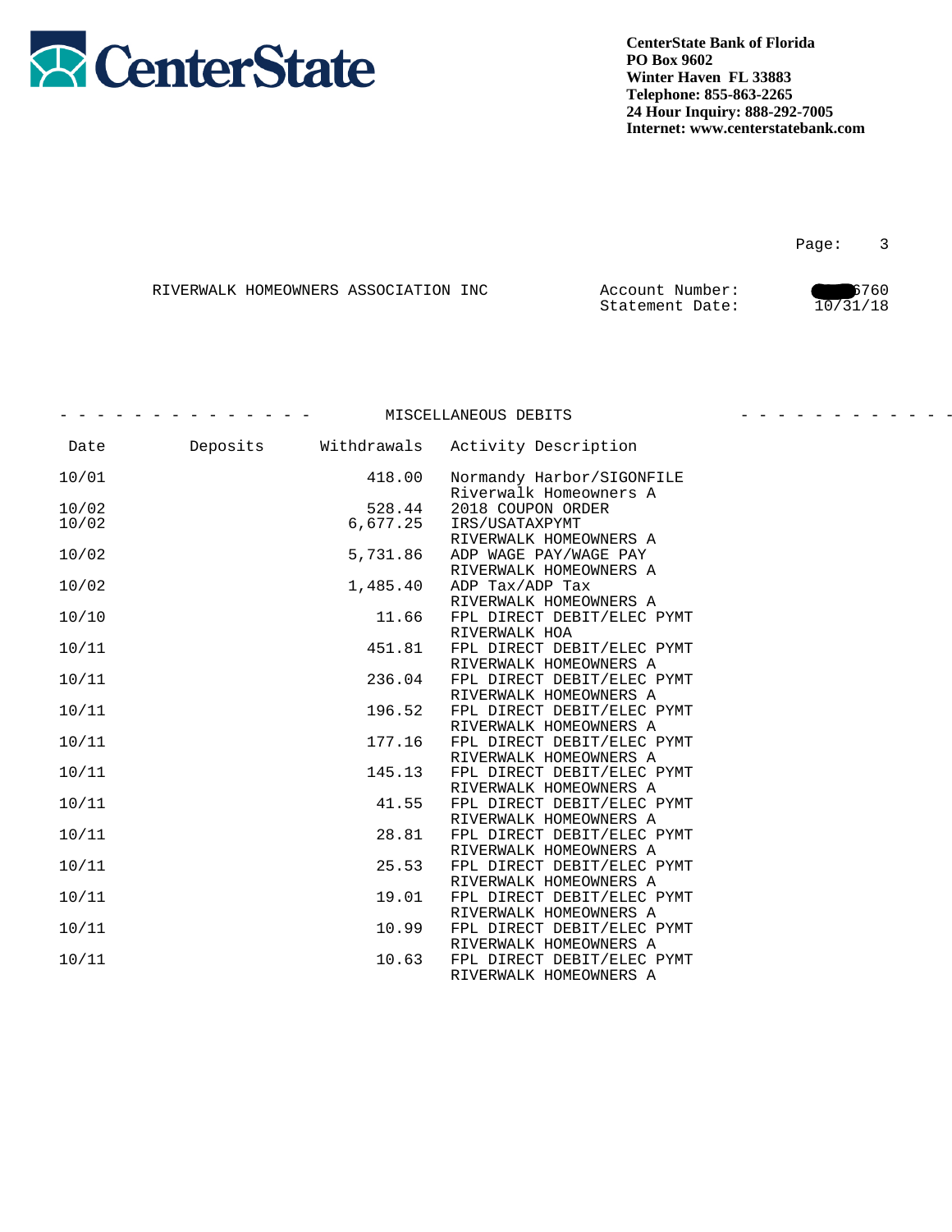**CenterState**

**CenterState Bank of Florida**
**PO Box 9602**
**Winter Haven FL 33883**
**Telephone: 855-863-2265**
**24 Hour Inquiry: 888-292-7005**
**Internet: www.centerstatebank.com**

Page: 3

RIVERWALK HOMEOWNERS ASSOCIATION INC

Account Number: 6760
Statement Date: 10/31/18

## MISCELLANEOUS DEBITS

| Date | Deposits | Withdrawals | Activity Description |
|---|---|---|---|
| 10/01 | | 418.00 | Normandy Harbor/SIGONFILE Riverwalk Homeowners A |
| 10/02 | | 528.44 | 2018 COUPON ORDER |
| 10/02 | | 6,677.25 | IRS/USATAXPYMT RIVERWALK HOMEOWNERS A |
| 10/02 | | 5,731.86 | ADP WAGE PAY/WAGE PAY RIVERWALK HOMEOWNERS A |
| 10/02 | | 1,485.40 | ADP Tax/ADP Tax RIVERWALK HOMEOWNERS A |
| 10/10 | | 11.66 | FPL DIRECT DEBIT/ELEC PYMT RIVERWALK HOA |
| 10/11 | | 451.81 | FPL DIRECT DEBIT/ELEC PYMT RIVERWALK HOMEOWNERS A |
| 10/11 | | 236.04 | FPL DIRECT DEBIT/ELEC PYMT RIVERWALK HOMEOWNERS A |
| 10/11 | | 196.52 | FPL DIRECT DEBIT/ELEC PYMT RIVERWALK HOMEOWNERS A |
| 10/11 | | 177.16 | FPL DIRECT DEBIT/ELEC PYMT RIVERWALK HOMEOWNERS A |
| 10/11 | | 145.13 | FPL DIRECT DEBIT/ELEC PYMT RIVERWALK HOMEOWNERS A |
| 10/11 | | 41.55 | FPL DIRECT DEBIT/ELEC PYMT RIVERWALK HOMEOWNERS A |
| 10/11 | | 28.81 | FPL DIRECT DEBIT/ELEC PYMT RIVERWALK HOMEOWNERS A |
| 10/11 | | 25.53 | FPL DIRECT DEBIT/ELEC PYMT RIVERWALK HOMEOWNERS A |
| 10/11 | | 19.01 | FPL DIRECT DEBIT/ELEC PYMT RIVERWALK HOMEOWNERS A |
| 10/11 | | 10.99 | FPL DIRECT DEBIT/ELEC PYMT RIVERWALK HOMEOWNERS A |
| 10/11 | | 10.63 | FPL DIRECT DEBIT/ELEC PYMT RIVERWALK HOMEOWNERS A |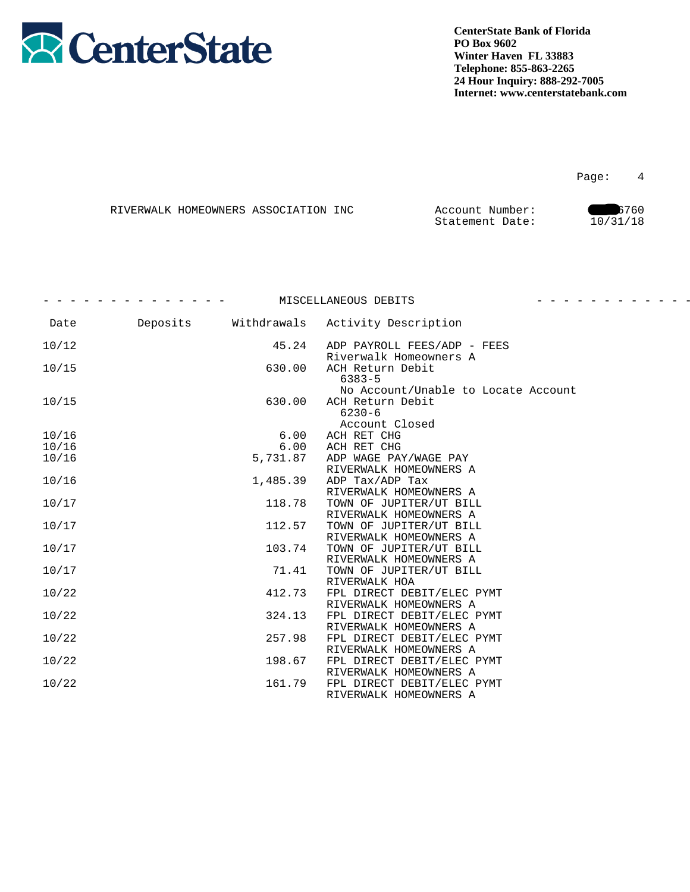**CenterState Bank of Florida**
**PO Box 9602**
**Winter Haven FL 33883**
**Telephone: 855-863-2265**
**24 Hour Inquiry: 888-292-7005**
**Internet: www.centerstatebank.com**

Page: 4

RIVERWALK HOMEOWNERS ASSOCIATION INC

Account Number: 6760
Statement Date: 10/31/18

## MISCELLANEOUS DEBITS

| Date | Deposits | Withdrawals | Activity Description |
|---|---|---|---|
| 10/12 | | 45.24 | ADP PAYROLL FEES/ADP - FEES Riverwalk Homeowners A |
| 10/15 | | 630.00 | ACH Return Debit 6383-5 No Account/Unable to Locate Account |
| 10/15 | | 630.00 | ACH Return Debit 6230-6 Account Closed |
| 10/16 | | 6.00 | ACH RET CHG |
| 10/16 | | 6.00 | ACH RET CHG |
| 10/16 | | 5,731.87 | ADP WAGE PAY/WAGE PAY RIVERWALK HOMEOWNERS A |
| 10/16 | | 1,485.39 | ADP Tax/ADP Tax RIVERWALK HOMEOWNERS A |
| 10/17 | | 118.78 | TOWN OF JUPITER/UT BILL RIVERWALK HOMEOWNERS A |
| 10/17 | | 112.57 | TOWN OF JUPITER/UT BILL RIVERWALK HOMEOWNERS A |
| 10/17 | | 103.74 | TOWN OF JUPITER/UT BILL RIVERWALK HOMEOWNERS A |
| 10/17 | | 71.41 | TOWN OF JUPITER/UT BILL RIVERWALK HOA |
| 10/22 | | 412.73 | FPL DIRECT DEBIT/ELEC PYMT RIVERWALK HOMEOWNERS A |
| 10/22 | | 324.13 | FPL DIRECT DEBIT/ELEC PYMT RIVERWALK HOMEOWNERS A |
| 10/22 | | 257.98 | FPL DIRECT DEBIT/ELEC PYMT RIVERWALK HOMEOWNERS A |
| 10/22 | | 198.67 | FPL DIRECT DEBIT/ELEC PYMT RIVERWALK HOMEOWNERS A |
| 10/22 | | 161.79 | FPL DIRECT DEBIT/ELEC PYMT RIVERWALK HOMEOWNERS A |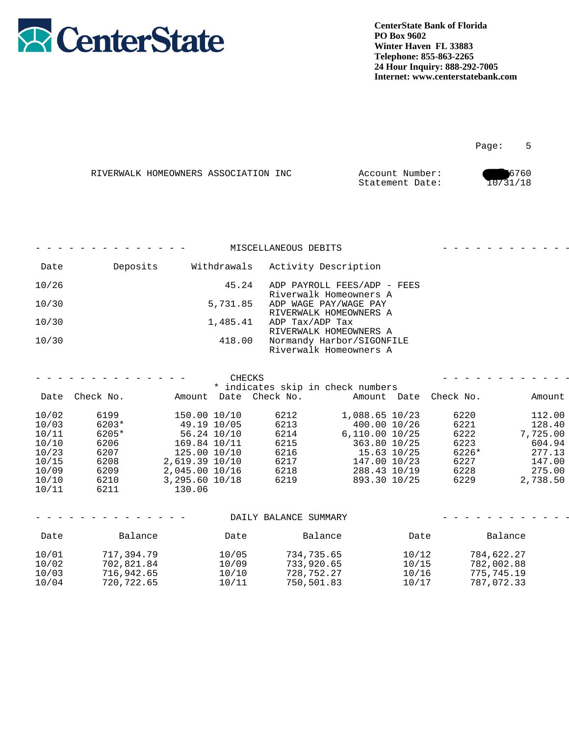CenterState

**CenterState Bank of Florida**
**PO Box 9602**
**Winter Haven FL 33883**
**Telephone: 855-863-2265**
**24 Hour Inquiry: 888-292-7005**
**Internet: www.centerstatebank.com**

RIVERWALK HOMEOWNERS ASSOCIATION INC

Account Number: 6760
Statement Date: 10/31/18

## MISCELLANEOUS DEBITS

| Date | Deposits | Withdrawals | Activity Description |
|---|---|---|---|
| 10/26 | | 45.24 | ADP PAYROLL FEES/ADP - FEES Riverwalk Homeowners A |
| 10/30 | | 5,731.85 | ADP WAGE PAY/WAGE PAY RIVERWALK HOMEOWNERS A |
| 10/30 | | 1,485.41 | ADP Tax/ADP Tax RIVERWALK HOMEOWNERS A |
| 10/30 | | 418.00 | Normandy Harbor/SIGONFILE Riverwalk Homeowners A |

## CHECKS

\* indicates skip in check numbers

| Date | Check No. | Amount | Date | Check No. | Amount | Date | Check No. | Amount |
|---|---|---|---|---|---|---|---|---|
| 10/02 | 6199 | 150.00 | 10/10 | 6212 | 1,088.65 | 10/23 | 6220 | 112.00 |
| 10/03 | 6203* | 49.19 | 10/05 | 6213 | 400.00 | 10/26 | 6221 | 128.40 |
| 10/11 | 6205* | 56.24 | 10/10 | 6214 | 6,110.00 | 10/25 | 6222 | 7,725.00 |
| 10/10 | 6206 | 169.84 | 10/11 | 6215 | 363.80 | 10/25 | 6223 | 604.94 |
| 10/23 | 6207 | 125.00 | 10/10 | 6216 | 15.63 | 10/25 | 6226* | 277.13 |
| 10/15 | 6208 | 2,619.39 | 10/10 | 6217 | 147.00 | 10/23 | 6227 | 147.00 |
| 10/09 | 6209 | 2,045.00 | 10/16 | 6218 | 288.43 | 10/19 | 6228 | 275.00 |
| 10/10 | 6210 | 3,295.60 | 10/18 | 6219 | 893.30 | 10/25 | 6229 | 2,738.50 |
| 10/11 | 6211 | 130.06 | | | | | | |

## DAILY BALANCE SUMMARY

| Date | Balance | Date | Balance | Date | Balance |
|---|---|---|---|---|---|
| 10/01 | 717,394.79 | 10/05 | 734,735.65 | 10/12 | 784,622.27 |
| 10/02 | 702,821.84 | 10/09 | 733,920.65 | 10/15 | 782,002.88 |
| 10/03 | 716,942.65 | 10/10 | 728,752.27 | 10/16 | 775,745.19 |
| 10/04 | 720,722.65 | 10/11 | 750,501.83 | 10/17 | 787,072.33 |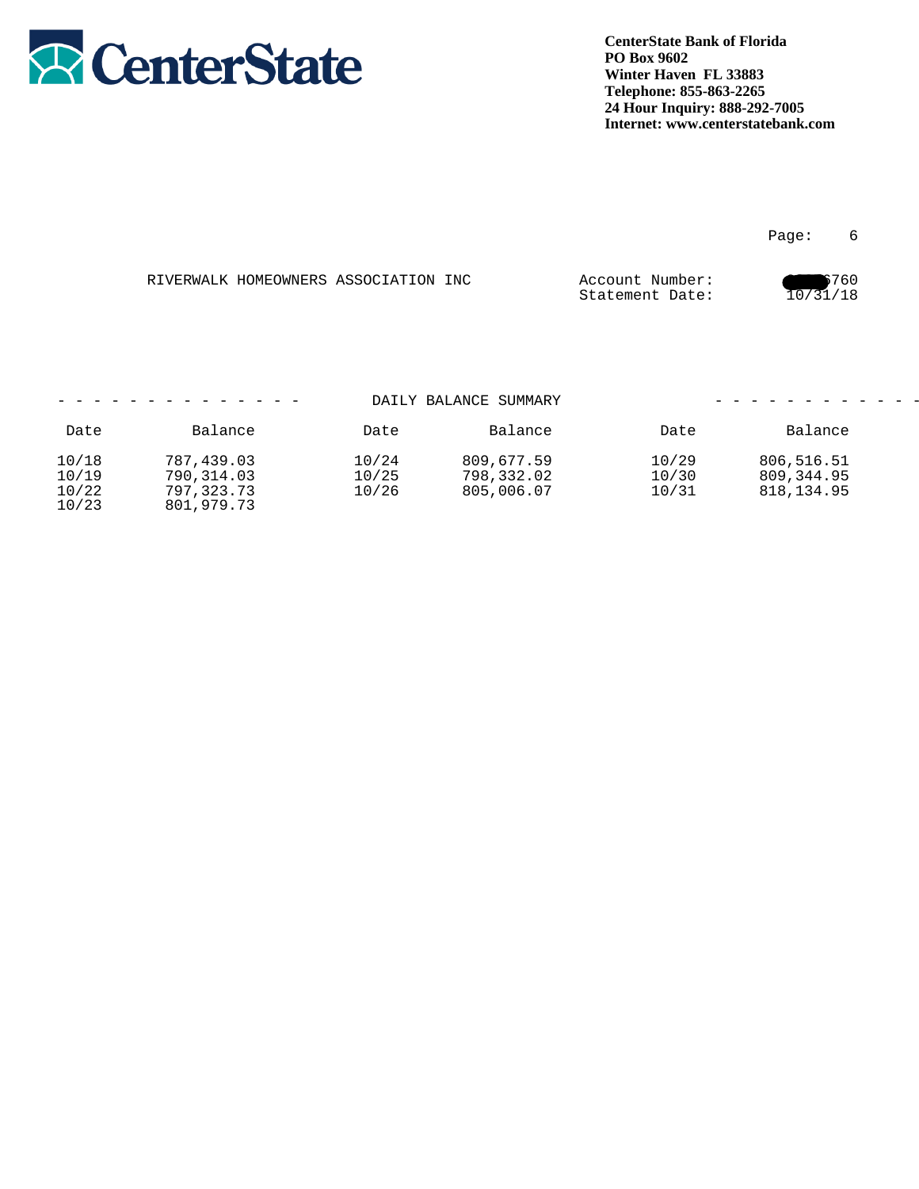**CenterState Bank of Florida**
**PO Box 9602**
**Winter Haven FL 33883**
**Telephone: 855-863-2265**
**24 Hour Inquiry: 888-292-7005**
**Internet: www.centerstatebank.com**

RIVERWALK HOMEOWNERS ASSOCIATION INC

Account Number: 6760
Statement Date: 10/31/18

## DAILY BALANCE SUMMARY

| Date | Balance | Date | Balance | Date | Balance |
|---|---|---|---|---|---|
| 10/18 | 787,439.03 | 10/24 | 809,677.59 | 10/29 | 806,516.51 |
| 10/19 | 790,314.03 | 10/25 | 798,332.02 | 10/30 | 809,344.95 |
| 10/22 | 797,323.73 | 10/26 | 805,006.07 | 10/31 | 818,134.95 |
| 10/23 | 801,979.73 | | | | |